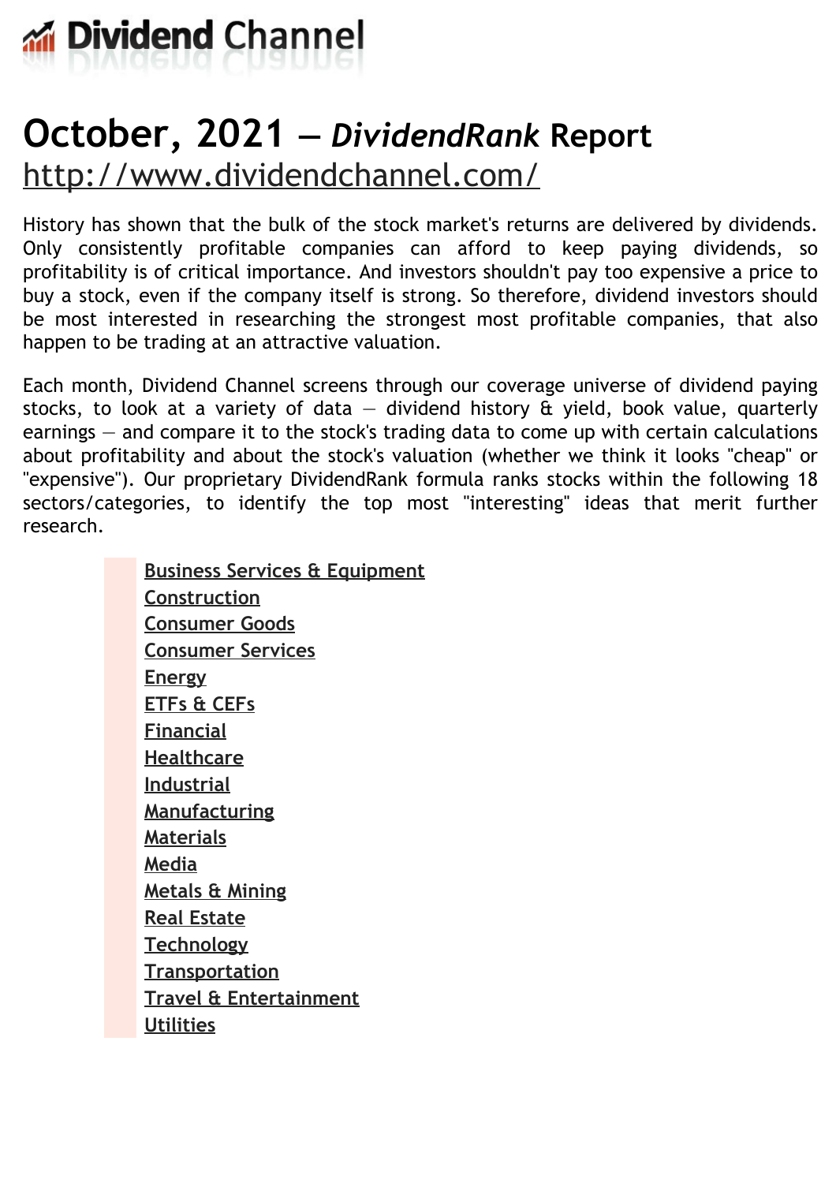# Dividend Channel

# October, 2021 — *DividendRank* Report

http://www.dividendchannel.com/

History has shown that the bulk of the stock market's returns are delivered by dividends. Only consistently profitable companies can afford to keep paying dividends, so profitability is of critical importance. And investors shouldn't pay too expensive a price to buy a stock, even if the company itself is strong. So therefore, dividend investors should be most interested in researching the strongest most profitable companies, that also happen to be trading at an attractive valuation.

Each month, Dividend Channel screens through our coverage universe of dividend paying stocks, to look at a variety of data — dividend history & yield, book value, quarterly earnings — and compare it to the stock's trading data to come up with certain calculations about profitability and about the stock's valuation (whether we think it looks "cheap" or "expensive"). Our proprietary DividendRank formula ranks stocks within the following 18 sectors/categories, to identify the top most "interesting" ideas that merit further research.

- Business Services & Equipment
- Construction
- Consumer Goods
- Consumer Services
- Energy
- ETFs & CEFs
- Financial
- Healthcare
- Industrial
- Manufacturing
- Materials
- Media
- Metals & Mining
- Real Estate
- Technology
- Transportation
- Travel & Entertainment
- Utilities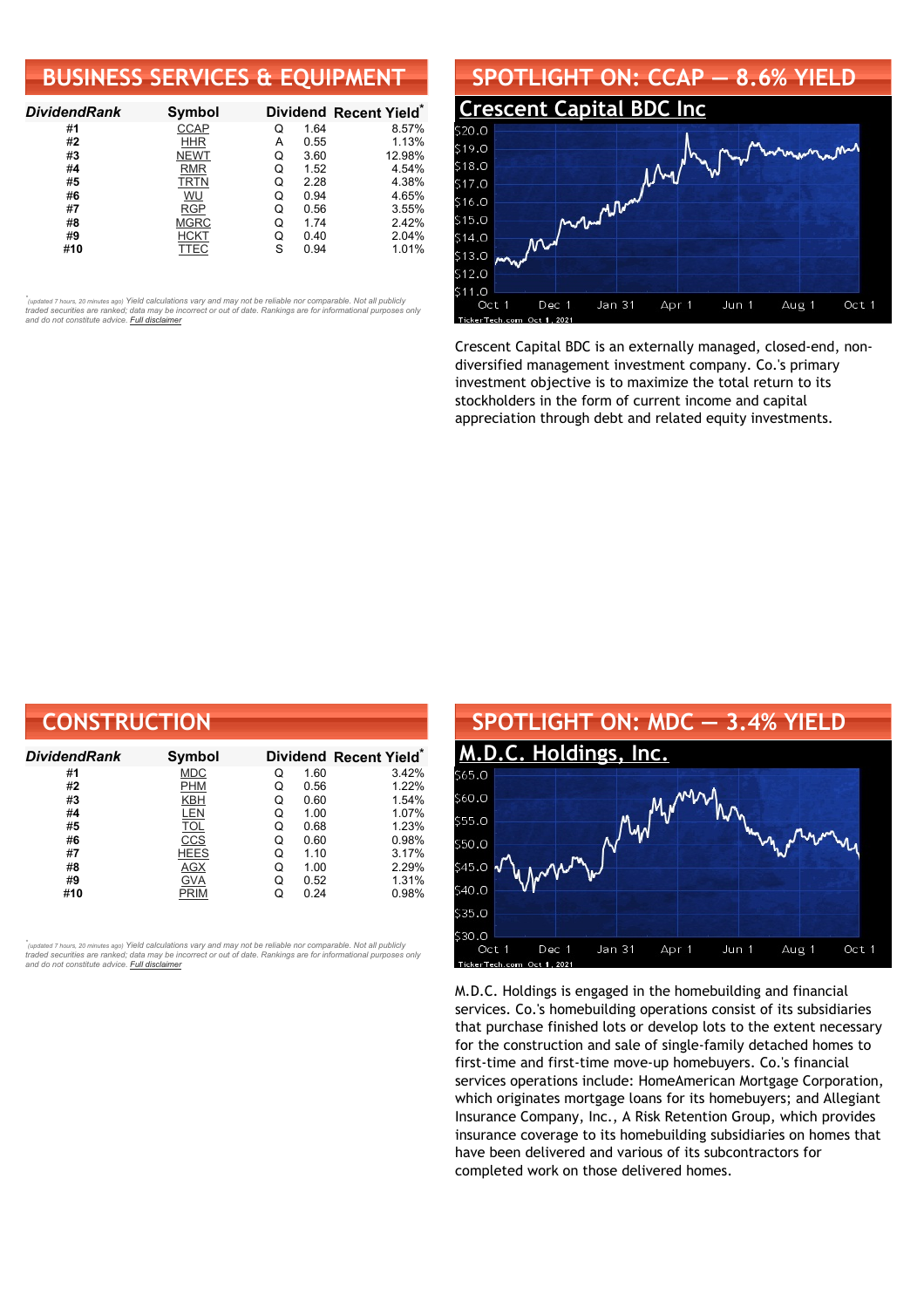## BUSINESS SERVICES & EQUIPMENT

| DividendRank | Symbol | Dividend | | Recent Yield* |
|---|---|---|---|---|
| #1 | CCAP | Q | 1.64 | 8.57% |
| #2 | HHR | A | 0.55 | 1.13% |
| #3 | NEWT | Q | 3.60 | 12.98% |
| #4 | RMR | Q | 1.52 | 4.54% |
| #5 | TRTN | Q | 2.28 | 4.38% |
| #6 | WU | Q | 0.94 | 4.65% |
| #7 | RGP | Q | 0.56 | 3.55% |
| #8 | MGRC | Q | 1.74 | 2.42% |
| #9 | HCKT | Q | 0.40 | 2.04% |
| #10 | TTEC | S | 0.94 | 1.01% |

*(updated 7 hours, 20 minutes ago) Yield calculations vary and may not be reliable nor comparable. Not all publicly traded securities are ranked; data may be incorrect or out of date. Rankings are for informational purposes only and do not constitute advice. Full disclaimer*

## SPOTLIGHT ON: CCAP — 8.6% YIELD

### Crescent Capital BDC Inc

Crescent Capital BDC is an externally managed, closed-end, non-diversified management investment company. Co.'s primary investment objective is to maximize the total return to its stockholders in the form of current income and capital appreciation through debt and related equity investments.

## CONSTRUCTION

| DividendRank | Symbol | Dividend | | Recent Yield* |
|---|---|---|---|---|
| #1 | MDC | Q | 1.60 | 3.42% |
| #2 | PHM | Q | 0.56 | 1.22% |
| #3 | KBH | Q | 0.60 | 1.54% |
| #4 | LEN | Q | 1.00 | 1.07% |
| #5 | TOL | Q | 0.68 | 1.23% |
| #6 | CCS | Q | 0.60 | 0.98% |
| #7 | HEES | Q | 1.10 | 3.17% |
| #8 | AGX | Q | 1.00 | 2.29% |
| #9 | GVA | Q | 0.52 | 1.31% |
| #10 | PRIM | Q | 0.24 | 0.98% |

*(updated 7 hours, 20 minutes ago) Yield calculations vary and may not be reliable nor comparable. Not all publicly traded securities are ranked; data may be incorrect or out of date. Rankings are for informational purposes only and do not constitute advice. Full disclaimer*

## SPOTLIGHT ON: MDC — 3.4% YIELD

### M.D.C. Holdings, Inc.

M.D.C. Holdings is engaged in the homebuilding and financial services. Co.'s homebuilding operations consist of its subsidiaries that purchase finished lots or develop lots to the extent necessary for the construction and sale of single-family detached homes to first-time and first-time move-up homebuyers. Co.'s financial services operations include: HomeAmerican Mortgage Corporation, which originates mortgage loans for its homebuyers; and Allegiant Insurance Company, Inc., A Risk Retention Group, which provides insurance coverage to its homebuilding subsidiaries on homes that have been delivered and various of its subcontractors for completed work on those delivered homes.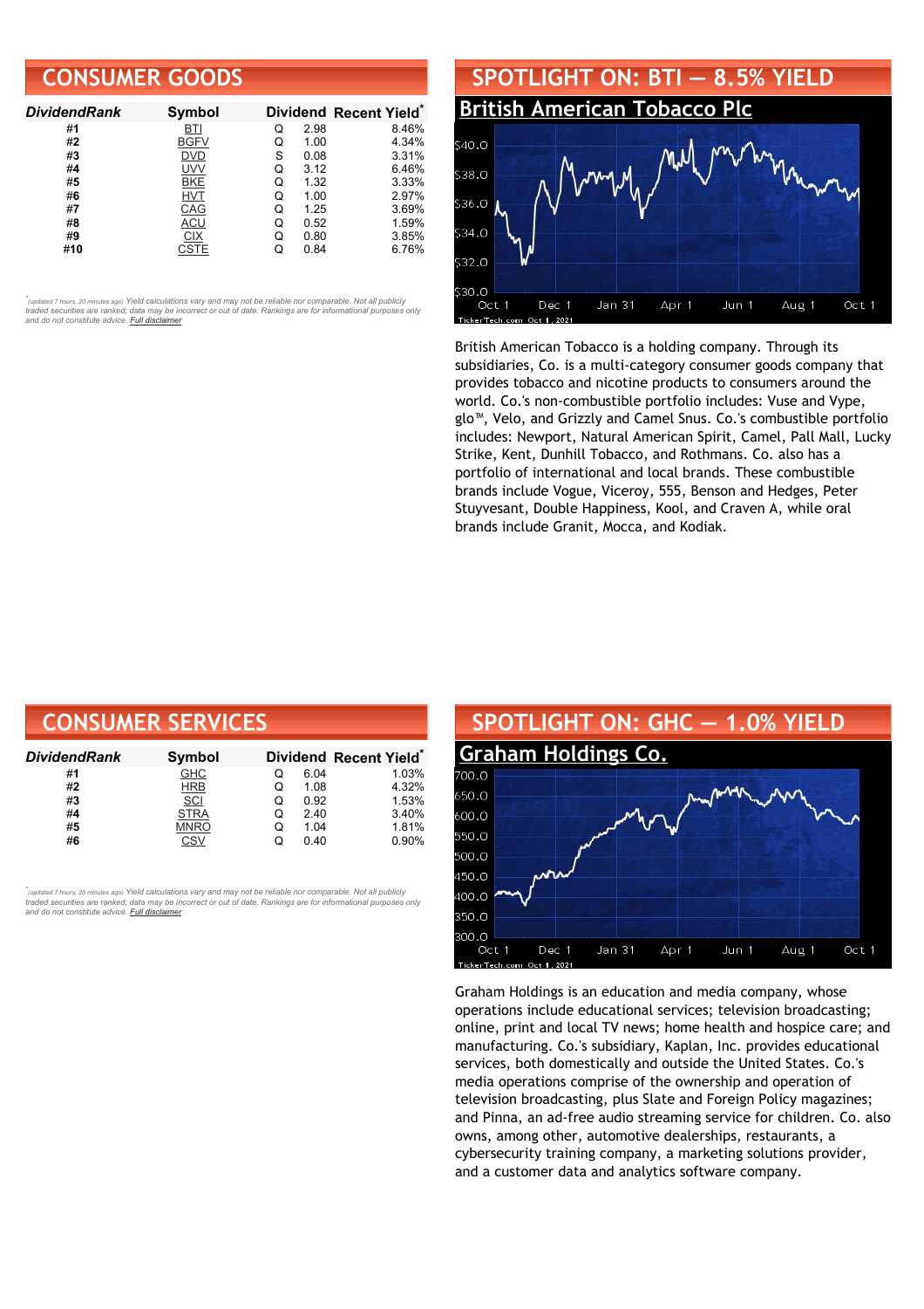## CONSUMER GOODS

| DividendRank | Symbol | Dividend | | Recent Yield* |
|---|---|---|---|---|
| #1 | BTI | Q | 2.98 | 8.46% |
| #2 | BGFV | Q | 1.00 | 4.34% |
| #3 | DVD | S | 0.08 | 3.31% |
| #4 | UVV | Q | 3.12 | 6.46% |
| #5 | BKE | Q | 1.32 | 3.33% |
| #6 | HVT | Q | 1.00 | 2.97% |
| #7 | CAG | Q | 1.25 | 3.69% |
| #8 | ACU | Q | 0.52 | 1.59% |
| #9 | CIX | Q | 0.80 | 3.85% |
| #10 | CSTE | Q | 0.84 | 6.76% |

*(updated 7 hours, 20 minutes ago) Yield calculations vary and may not be reliable nor comparable. Not all publicly traded securities are ranked; data may be incorrect or out of date. Rankings are for informational purposes only and do not constitute advice. Full disclaimer

## SPOTLIGHT ON: BTI — 8.5% YIELD

### British American Tobacco Plc

British American Tobacco is a holding company. Through its subsidiaries, Co. is a multi-category consumer goods company that provides tobacco and nicotine products to consumers around the world. Co.'s non-combustible portfolio includes: Vuse and Vype, glo™, Velo, and Grizzly and Camel Snus. Co.'s combustible portfolio includes: Newport, Natural American Spirit, Camel, Pall Mall, Lucky Strike, Kent, Dunhill Tobacco, and Rothmans. Co. also has a portfolio of international and local brands. These combustible brands include Vogue, Viceroy, 555, Benson and Hedges, Peter Stuyvesant, Double Happiness, Kool, and Craven A, while oral brands include Granit, Mocca, and Kodiak.

## CONSUMER SERVICES

| DividendRank | Symbol | Dividend | | Recent Yield* |
|---|---|---|---|---|
| #1 | GHC | Q | 6.04 | 1.03% |
| #2 | HRB | Q | 1.08 | 4.32% |
| #3 | SCI | Q | 0.92 | 1.53% |
| #4 | STRA | Q | 2.40 | 3.40% |
| #5 | MNRO | Q | 1.04 | 1.81% |
| #6 | CSV | Q | 0.40 | 0.90% |

*(updated 7 hours, 20 minutes ago) Yield calculations vary and may not be reliable nor comparable. Not all publicly traded securities are ranked; data may be incorrect or out of date. Rankings are for informational purposes only and do not constitute advice. Full disclaimer

## SPOTLIGHT ON: GHC — 1.0% YIELD

### Graham Holdings Co.

Graham Holdings is an education and media company, whose operations include educational services; television broadcasting; online, print and local TV news; home health and hospice care; and manufacturing. Co.'s subsidiary, Kaplan, Inc. provides educational services, both domestically and outside the United States. Co.'s media operations comprise of the ownership and operation of television broadcasting, plus Slate and Foreign Policy magazines; and Pinna, an ad-free audio streaming service for children. Co. also owns, among other, automotive dealerships, restaurants, a cybersecurity training company, a marketing solutions provider, and a customer data and analytics software company.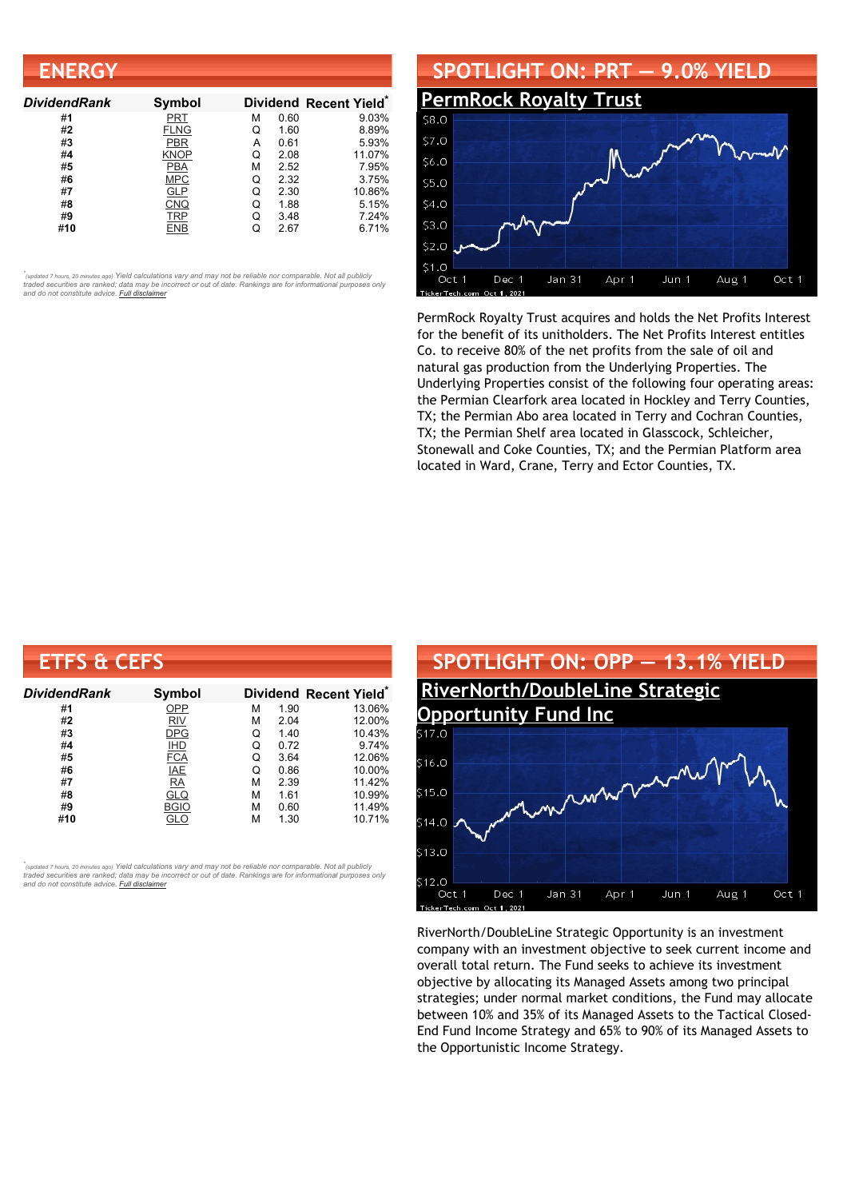## ENERGY

| DividendRank | Symbol | Dividend | | Recent Yield* |
|---|---|---|---|---|
| #1 | PRT | M | 0.60 | 9.03% |
| #2 | FLNG | Q | 1.60 | 8.89% |
| #3 | PBR | A | 0.61 | 5.93% |
| #4 | KNOP | Q | 2.08 | 11.07% |
| #5 | PBA | M | 2.52 | 7.95% |
| #6 | MPC | Q | 2.32 | 3.75% |
| #7 | GLP | Q | 2.30 | 10.86% |
| #8 | CNQ | Q | 1.88 | 5.15% |
| #9 | TRP | Q | 3.48 | 7.24% |
| #10 | ENB | Q | 2.67 | 6.71% |

*(updated 7 hours, 20 minutes ago) Yield calculations vary and may not be reliable nor comparable. Not all publicly traded securities are ranked; data may be incorrect or out of date. Rankings are for informational purposes only and do not constitute advice. Full disclaimer

## SPOTLIGHT ON: PRT — 9.0% YIELD

### PermRock Royalty Trust

PermRock Royalty Trust acquires and holds the Net Profits Interest for the benefit of its unitholders. The Net Profits Interest entitles Co. to receive 80% of the net profits from the sale of oil and natural gas production from the Underlying Properties. The Underlying Properties consist of the following four operating areas: the Permian Clearfork area located in Hockley and Terry Counties, TX; the Permian Abo area located in Terry and Cochran Counties, TX; the Permian Shelf area located in Glasscock, Schleicher, Stonewall and Coke Counties, TX; and the Permian Platform area located in Ward, Crane, Terry and Ector Counties, TX.

## ETFS & CEFS

| DividendRank | Symbol | Dividend | | Recent Yield* |
|---|---|---|---|---|
| #1 | OPP | M | 1.90 | 13.06% |
| #2 | RIV | M | 2.04 | 12.00% |
| #3 | DPG | Q | 1.40 | 10.43% |
| #4 | IHD | Q | 0.72 | 9.74% |
| #5 | FCA | Q | 3.64 | 12.06% |
| #6 | IAE | Q | 0.86 | 10.00% |
| #7 | RA | M | 2.39 | 11.42% |
| #8 | GLQ | M | 1.61 | 10.99% |
| #9 | BGIO | M | 0.60 | 11.49% |
| #10 | GLO | M | 1.30 | 10.71% |

*(updated 7 hours, 20 minutes ago) Yield calculations vary and may not be reliable nor comparable. Not all publicly traded securities are ranked; data may be incorrect or out of date. Rankings are for informational purposes only and do not constitute advice. Full disclaimer

## SPOTLIGHT ON: OPP — 13.1% YIELD

### RiverNorth/DoubleLine Strategic Opportunity Fund Inc

RiverNorth/DoubleLine Strategic Opportunity is an investment company with an investment objective to seek current income and overall total return. The Fund seeks to achieve its investment objective by allocating its Managed Assets among two principal strategies; under normal market conditions, the Fund may allocate between 10% and 35% of its Managed Assets to the Tactical Closed-End Fund Income Strategy and 65% to 90% of its Managed Assets to the Opportunistic Income Strategy.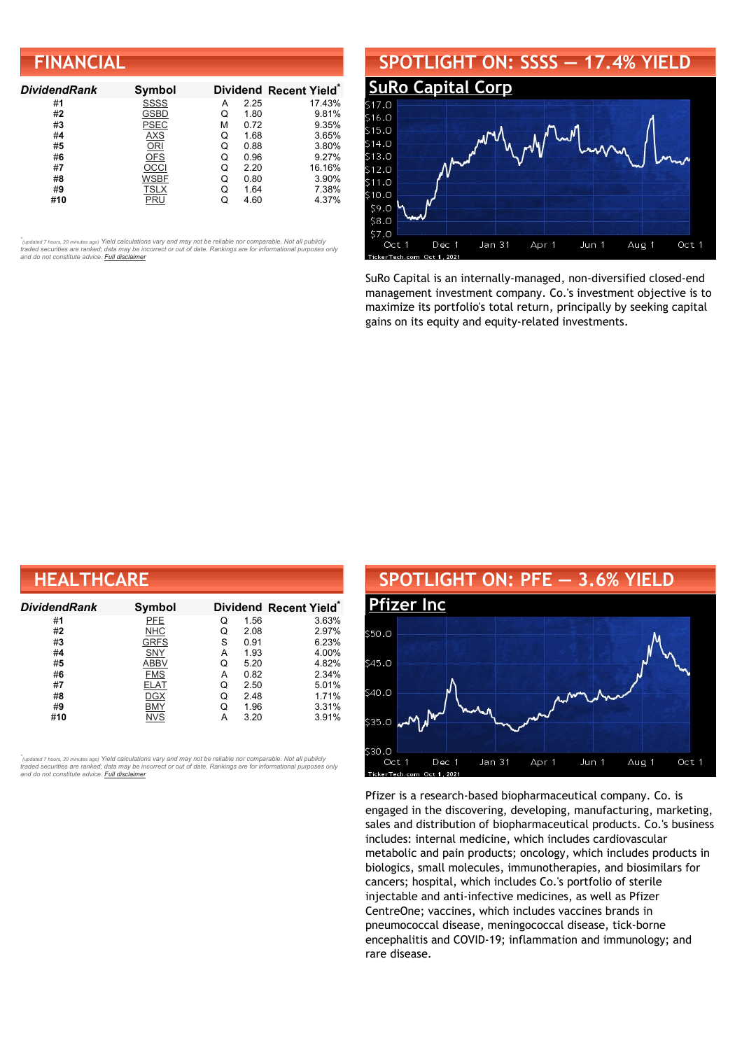## FINANCIAL

| DividendRank | Symbol | Dividend | | Recent Yield* |
|---|---|---|---|---|
| #1 | SSSS | A | 2.25 | 17.43% |
| #2 | GSBD | Q | 1.80 | 9.81% |
| #3 | PSEC | M | 0.72 | 9.35% |
| #4 | AXS | Q | 1.68 | 3.65% |
| #5 | ORI | Q | 0.88 | 3.80% |
| #6 | OFS | Q | 0.96 | 9.27% |
| #7 | OCCI | Q | 2.20 | 16.16% |
| #8 | WSBF | Q | 0.80 | 3.90% |
| #9 | TSLX | Q | 1.64 | 7.38% |
| #10 | PRU | Q | 4.60 | 4.37% |

*(updated 7 hours, 20 minutes ago) Yield calculations vary and may not be reliable nor comparable. Not all publicly traded securities are ranked; data may be incorrect or out of date. Rankings are for informational purposes only and do not constitute advice. Full disclaimer

## SPOTLIGHT ON: SSSS — 17.4% YIELD

### SuRo Capital Corp

SuRo Capital is an internally-managed, non-diversified closed-end management investment company. Co.'s investment objective is to maximize its portfolio's total return, principally by seeking capital gains on its equity and equity-related investments.

## HEALTHCARE

| DividendRank | Symbol | Dividend | | Recent Yield* |
|---|---|---|---|---|
| #1 | PFE | Q | 1.56 | 3.63% |
| #2 | NHC | Q | 2.08 | 2.97% |
| #3 | GRFS | S | 0.91 | 6.23% |
| #4 | SNY | A | 1.93 | 4.00% |
| #5 | ABBV | Q | 5.20 | 4.82% |
| #6 | FMS | A | 0.82 | 2.34% |
| #7 | ELAT | Q | 2.50 | 5.01% |
| #8 | DGX | Q | 2.48 | 1.71% |
| #9 | BMY | Q | 1.96 | 3.31% |
| #10 | NVS | A | 3.20 | 3.91% |

*(updated 7 hours, 20 minutes ago) Yield calculations vary and may not be reliable nor comparable. Not all publicly traded securities are ranked; data may be incorrect or out of date. Rankings are for informational purposes only and do not constitute advice. Full disclaimer

## SPOTLIGHT ON: PFE — 3.6% YIELD

### Pfizer Inc

Pfizer is a research-based biopharmaceutical company. Co. is engaged in the discovering, developing, manufacturing, marketing, sales and distribution of biopharmaceutical products. Co.'s business includes: internal medicine, which includes cardiovascular metabolic and pain products; oncology, which includes products in biologics, small molecules, immunotherapies, and biosimilars for cancers; hospital, which includes Co.'s portfolio of sterile injectable and anti-infective medicines, as well as Pfizer CentreOne; vaccines, which includes vaccines brands in pneumococcal disease, meningococcal disease, tick-borne encephalitis and COVID-19; inflammation and immunology; and rare disease.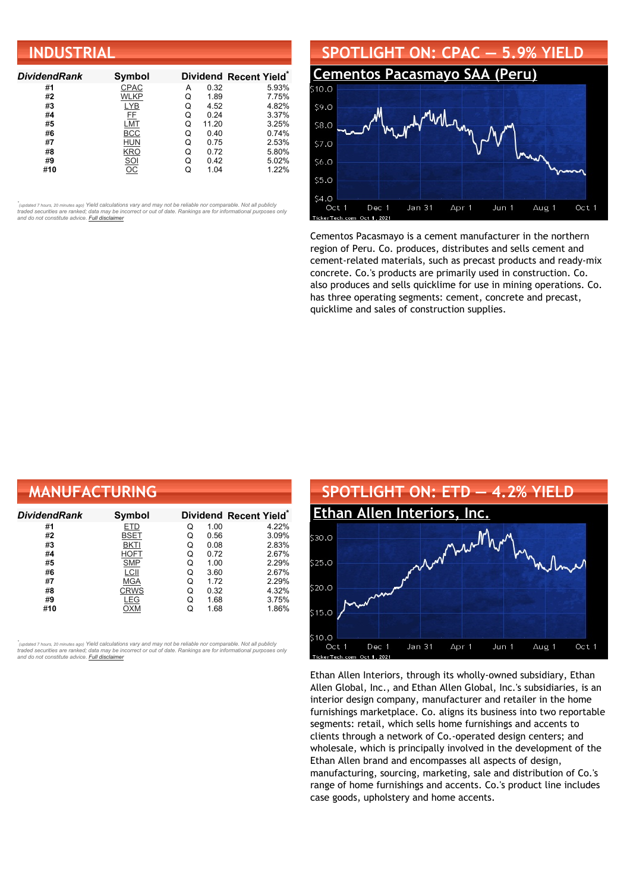## INDUSTRIAL

| DividendRank | Symbol | Dividend | | Recent Yield* |
|---|---|---|---|---|
| #1 | CPAC | A | 0.32 | 5.93% |
| #2 | WLKP | Q | 1.89 | 7.75% |
| #3 | LYB | Q | 4.52 | 4.82% |
| #4 | FF | Q | 0.24 | 3.37% |
| #5 | LMT | Q | 11.20 | 3.25% |
| #6 | BCC | Q | 0.40 | 0.74% |
| #7 | HUN | Q | 0.75 | 2.53% |
| #8 | KRO | Q | 0.72 | 5.80% |
| #9 | SOI | Q | 0.42 | 5.02% |
| #10 | OC | Q | 1.04 | 1.22% |

*(updated 7 hours, 20 minutes ago) Yield calculations vary and may not be reliable nor comparable. Not all publicly traded securities are ranked; data may be incorrect or out of date. Rankings are for informational purposes only and do not constitute advice. Full disclaimer

## SPOTLIGHT ON: CPAC — 5.9% YIELD

### Cementos Pacasmayo SAA (Peru)

Cementos Pacasmayo is a cement manufacturer in the northern region of Peru. Co. produces, distributes and sells cement and cement-related materials, such as precast products and ready-mix concrete. Co.'s products are primarily used in construction. Co. also produces and sells quicklime for use in mining operations. Co. has three operating segments: cement, concrete and precast, quicklime and sales of construction supplies.

## MANUFACTURING

| DividendRank | Symbol | Dividend | | Recent Yield* |
|---|---|---|---|---|
| #1 | ETD | Q | 1.00 | 4.22% |
| #2 | BSET | Q | 0.56 | 3.09% |
| #3 | BKTI | Q | 0.08 | 2.83% |
| #4 | HOFT | Q | 0.72 | 2.67% |
| #5 | SMP | Q | 1.00 | 2.29% |
| #6 | LCII | Q | 3.60 | 2.67% |
| #7 | MGA | Q | 1.72 | 2.29% |
| #8 | CRWS | Q | 0.32 | 4.32% |
| #9 | LEG | Q | 1.68 | 3.75% |
| #10 | OXM | Q | 1.68 | 1.86% |

*(updated 7 hours, 20 minutes ago) Yield calculations vary and may not be reliable nor comparable. Not all publicly traded securities are ranked; data may be incorrect or out of date. Rankings are for informational purposes only and do not constitute advice. Full disclaimer

## SPOTLIGHT ON: ETD — 4.2% YIELD

### Ethan Allen Interiors, Inc.

Ethan Allen Interiors, through its wholly-owned subsidiary, Ethan Allen Global, Inc., and Ethan Allen Global, Inc.'s subsidiaries, is an interior design company, manufacturer and retailer in the home furnishings marketplace. Co. aligns its business into two reportable segments: retail, which sells home furnishings and accents to clients through a network of Co.-operated design centers; and wholesale, which is principally involved in the development of the Ethan Allen brand and encompasses all aspects of design, manufacturing, sourcing, marketing, sale and distribution of Co.'s range of home furnishings and accents. Co.'s product line includes case goods, upholstery and home accents.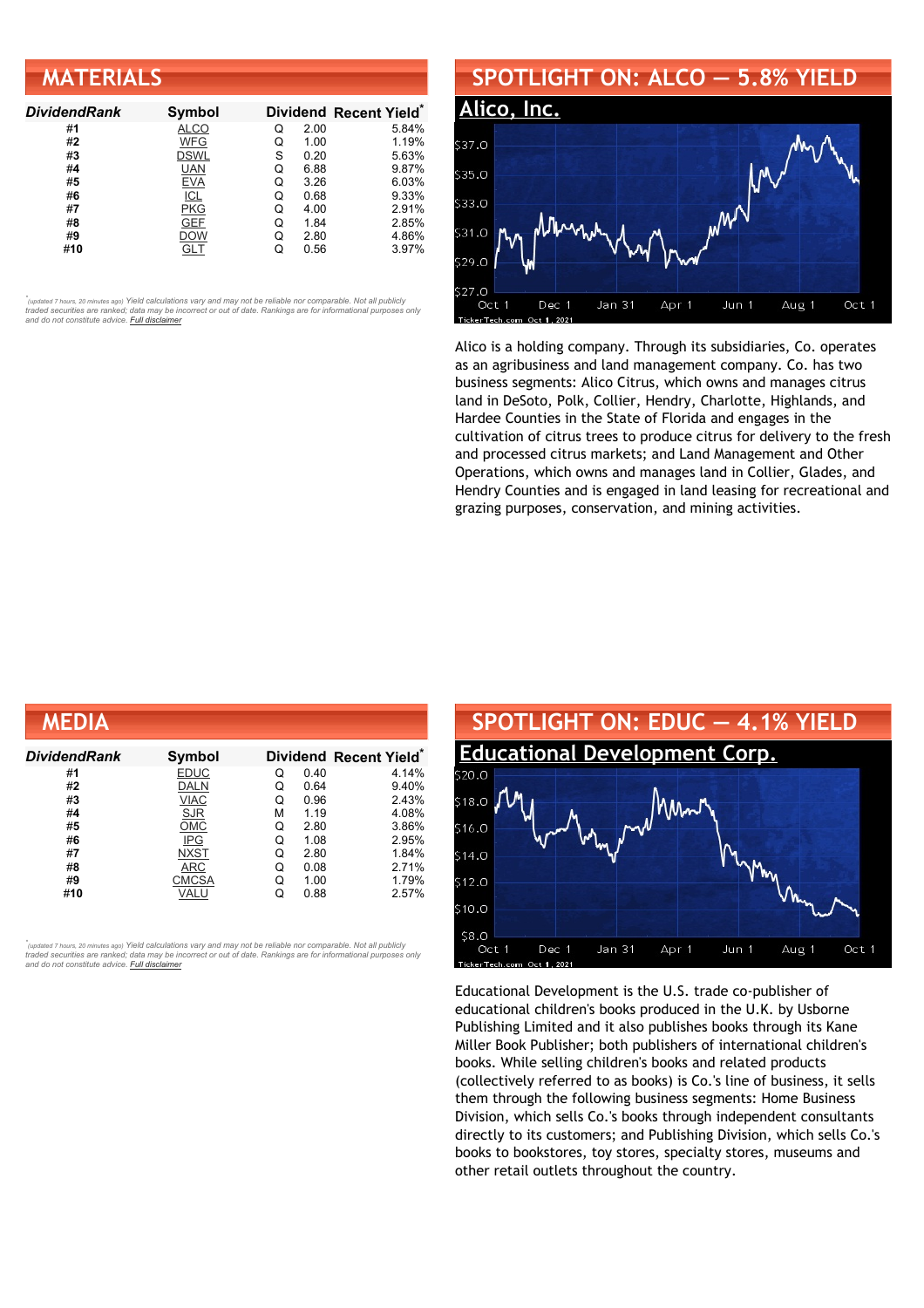## MATERIALS

| DividendRank | Symbol | Dividend | | Recent Yield* |
|---|---|---|---|---|
| #1 | ALCO | Q | 2.00 | 5.84% |
| #2 | WFG | Q | 1.00 | 1.19% |
| #3 | DSWL | S | 0.20 | 5.63% |
| #4 | UAN | Q | 6.88 | 9.87% |
| #5 | EVA | Q | 3.26 | 6.03% |
| #6 | ICL | Q | 0.68 | 9.33% |
| #7 | PKG | Q | 4.00 | 2.91% |
| #8 | GEF | Q | 1.84 | 2.85% |
| #9 | DOW | Q | 2.80 | 4.86% |
| #10 | GLT | Q | 0.56 | 3.97% |

*(updated 7 hours, 20 minutes ago) Yield calculations vary and may not be reliable nor comparable. Not all publicly traded securities are ranked; data may be incorrect or out of date. Rankings are for informational purposes only and do not constitute advice. Full disclaimer

## SPOTLIGHT ON: ALCO — 5.8% YIELD

### Alico, Inc.

Alico is a holding company. Through its subsidiaries, Co. operates as an agribusiness and land management company. Co. has two business segments: Alico Citrus, which owns and manages citrus land in DeSoto, Polk, Collier, Hendry, Charlotte, Highlands, and Hardee Counties in the State of Florida and engages in the cultivation of citrus trees to produce citrus for delivery to the fresh and processed citrus markets; and Land Management and Other Operations, which owns and manages land in Collier, Glades, and Hendry Counties and is engaged in land leasing for recreational and grazing purposes, conservation, and mining activities.

## MEDIA

| DividendRank | Symbol | Dividend | | Recent Yield* |
|---|---|---|---|---|
| #1 | EDUC | Q | 0.40 | 4.14% |
| #2 | DALN | Q | 0.64 | 9.40% |
| #3 | VIAC | Q | 0.96 | 2.43% |
| #4 | SJR | M | 1.19 | 4.08% |
| #5 | OMC | Q | 2.80 | 3.86% |
| #6 | IPG | Q | 1.08 | 2.95% |
| #7 | NXST | Q | 2.80 | 1.84% |
| #8 | ARC | Q | 0.08 | 2.71% |
| #9 | CMCSA | Q | 1.00 | 1.79% |
| #10 | VALU | Q | 0.88 | 2.57% |

*(updated 7 hours, 20 minutes ago) Yield calculations vary and may not be reliable nor comparable. Not all publicly traded securities are ranked; data may be incorrect or out of date. Rankings are for informational purposes only and do not constitute advice. Full disclaimer

## SPOTLIGHT ON: EDUC — 4.1% YIELD

### Educational Development Corp.

Educational Development is the U.S. trade co-publisher of educational children's books produced in the U.K. by Usborne Publishing Limited and it also publishes books through its Kane Miller Book Publisher; both publishers of international children's books. While selling children's books and related products (collectively referred to as books) is Co.'s line of business, it sells them through the following business segments: Home Business Division, which sells Co.'s books through independent consultants directly to its customers; and Publishing Division, which sells Co.'s books to bookstores, toy stores, specialty stores, museums and other retail outlets throughout the country.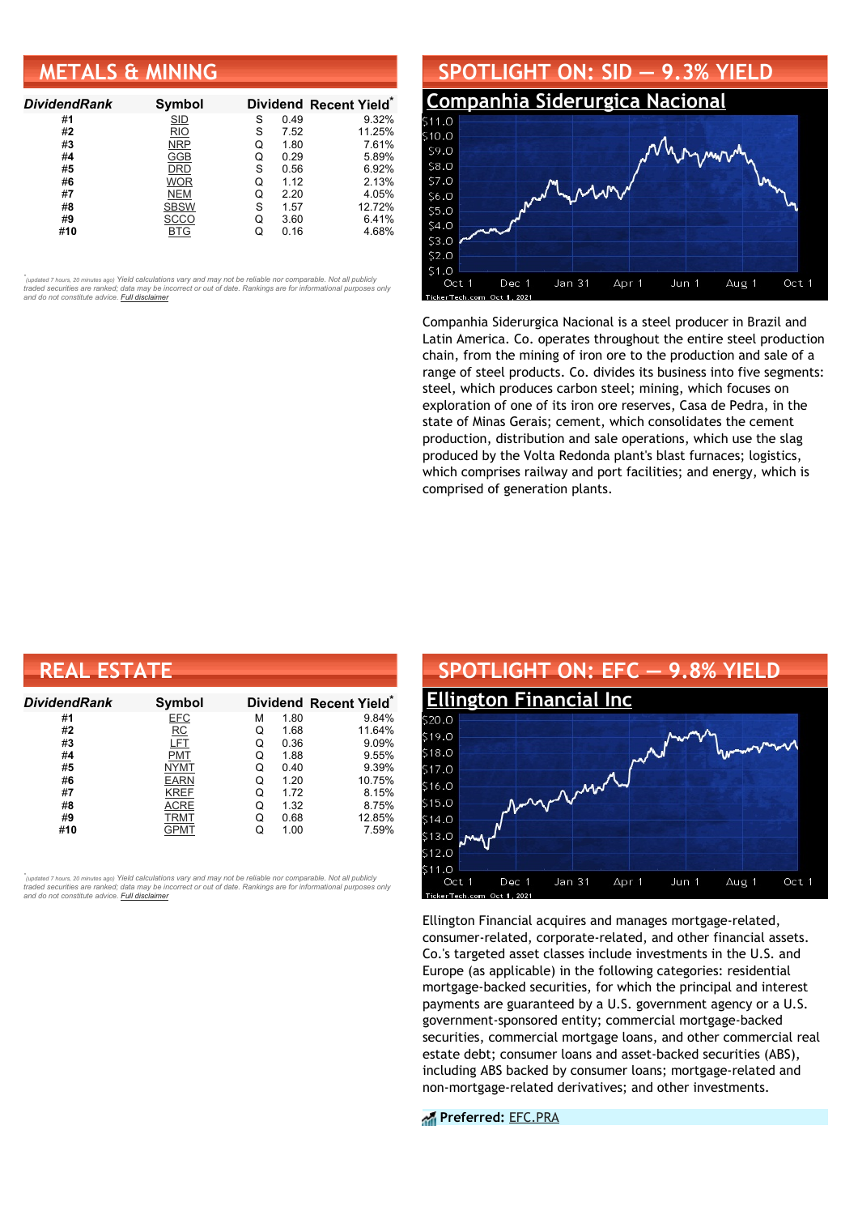## METALS & MINING

| DividendRank | Symbol | Dividend | | Recent Yield* |
|---|---|---|---|---|
| #1 | SID | S | 0.49 | 9.32% |
| #2 | RIO | S | 7.52 | 11.25% |
| #3 | NRP | Q | 1.80 | 7.61% |
| #4 | GGB | Q | 0.29 | 5.89% |
| #5 | DRD | S | 0.56 | 6.92% |
| #6 | WOR | Q | 1.12 | 2.13% |
| #7 | NEM | Q | 2.20 | 4.05% |
| #8 | SBSW | S | 1.57 | 12.72% |
| #9 | SCCO | Q | 3.60 | 6.41% |
| #10 | BTG | Q | 0.16 | 4.68% |

*(updated 7 hours, 20 minutes ago) Yield calculations vary and may not be reliable nor comparable. Not all publicly traded securities are ranked; data may be incorrect or out of date. Rankings are for informational purposes only and do not constitute advice. Full disclaimer

## SPOTLIGHT ON: SID — 9.3% YIELD

### Companhia Siderurgica Nacional

Companhia Siderurgica Nacional is a steel producer in Brazil and Latin America. Co. operates throughout the entire steel production chain, from the mining of iron ore to the production and sale of a range of steel products. Co. divides its business into five segments: steel, which produces carbon steel; mining, which focuses on exploration of one of its iron ore reserves, Casa de Pedra, in the state of Minas Gerais; cement, which consolidates the cement production, distribution and sale operations, which use the slag produced by the Volta Redonda plant's blast furnaces; logistics, which comprises railway and port facilities; and energy, which is comprised of generation plants.

## REAL ESTATE

| DividendRank | Symbol | Dividend | | Recent Yield* |
|---|---|---|---|---|
| #1 | EFC | M | 1.80 | 9.84% |
| #2 | RC | Q | 1.68 | 11.64% |
| #3 | LFT | Q | 0.36 | 9.09% |
| #4 | PMT | Q | 1.88 | 9.55% |
| #5 | NYMT | Q | 0.40 | 9.39% |
| #6 | EARN | Q | 1.20 | 10.75% |
| #7 | KREF | Q | 1.72 | 8.15% |
| #8 | ACRE | Q | 1.32 | 8.75% |
| #9 | TRMT | Q | 0.68 | 12.85% |
| #10 | GPMT | Q | 1.00 | 7.59% |

*(updated 7 hours, 20 minutes ago) Yield calculations vary and may not be reliable nor comparable. Not all publicly traded securities are ranked; data may be incorrect or out of date. Rankings are for informational purposes only and do not constitute advice. Full disclaimer

## SPOTLIGHT ON: EFC — 9.8% YIELD

### Ellington Financial Inc

Ellington Financial acquires and manages mortgage-related, consumer-related, corporate-related, and other financial assets. Co.'s targeted asset classes include investments in the U.S. and Europe (as applicable) in the following categories: residential mortgage-backed securities, for which the principal and interest payments are guaranteed by a U.S. government agency or a U.S. government-sponsored entity; commercial mortgage-backed securities, commercial mortgage loans, and other commercial real estate debt; consumer loans and asset-backed securities (ABS), including ABS backed by consumer loans; mortgage-related and non-mortgage-related derivatives; and other investments.

**Preferred:** EFC.PRA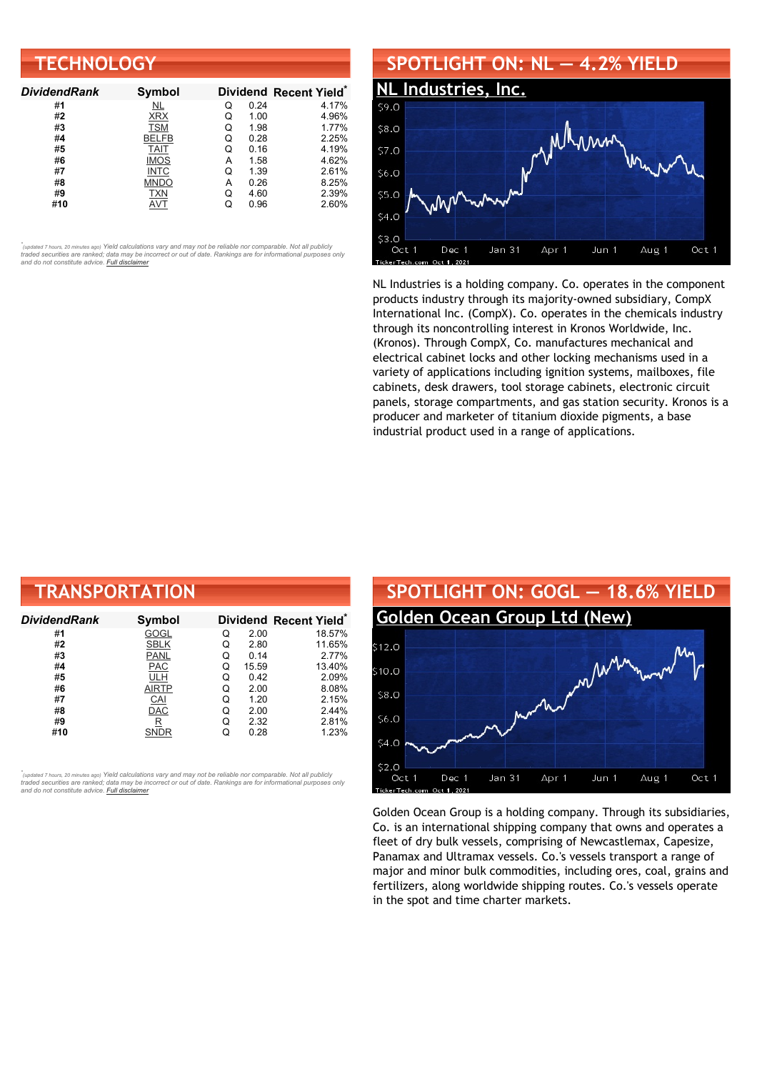## TECHNOLOGY

| DividendRank | Symbol | Dividend | | Recent Yield* |
|---|---|---|---|---|
| #1 | NL | Q | 0.24 | 4.17% |
| #2 | XRX | Q | 1.00 | 4.96% |
| #3 | TSM | Q | 1.98 | 1.77% |
| #4 | BELFB | Q | 0.28 | 2.25% |
| #5 | TAIT | Q | 0.16 | 4.19% |
| #6 | IMOS | A | 1.58 | 4.62% |
| #7 | INTC | Q | 1.39 | 2.61% |
| #8 | MNDO | A | 0.26 | 8.25% |
| #9 | TXN | Q | 4.60 | 2.39% |
| #10 | AVT | Q | 0.96 | 2.60% |

*(updated 7 hours, 20 minutes ago) Yield calculations vary and may not be reliable nor comparable. Not all publicly traded securities are ranked; data may be incorrect or out of date. Rankings are for informational purposes only and do not constitute advice. Full disclaimer*

## SPOTLIGHT ON: NL — 4.2% YIELD

### NL Industries, Inc.

NL Industries is a holding company. Co. operates in the component products industry through its majority-owned subsidiary, CompX International Inc. (CompX). Co. operates in the chemicals industry through its noncontrolling interest in Kronos Worldwide, Inc. (Kronos). Through CompX, Co. manufactures mechanical and electrical cabinet locks and other locking mechanisms used in a variety of applications including ignition systems, mailboxes, file cabinets, desk drawers, tool storage cabinets, electronic circuit panels, storage compartments, and gas station security. Kronos is a producer and marketer of titanium dioxide pigments, a base industrial product used in a range of applications.

## TRANSPORTATION

| DividendRank | Symbol | Dividend | | Recent Yield* |
|---|---|---|---|---|
| #1 | GOGL | Q | 2.00 | 18.57% |
| #2 | SBLK | Q | 2.80 | 11.65% |
| #3 | PANL | Q | 0.14 | 2.77% |
| #4 | PAC | Q | 15.59 | 13.40% |
| #5 | ULH | Q | 0.42 | 2.09% |
| #6 | AIRTP | Q | 2.00 | 8.08% |
| #7 | CAI | Q | 1.20 | 2.15% |
| #8 | DAC | Q | 2.00 | 2.44% |
| #9 | R | Q | 2.32 | 2.81% |
| #10 | SNDR | Q | 0.28 | 1.23% |

*(updated 7 hours, 20 minutes ago) Yield calculations vary and may not be reliable nor comparable. Not all publicly traded securities are ranked; data may be incorrect or out of date. Rankings are for informational purposes only and do not constitute advice. Full disclaimer*

## SPOTLIGHT ON: GOGL — 18.6% YIELD

### Golden Ocean Group Ltd (New)

Golden Ocean Group is a holding company. Through its subsidiaries, Co. is an international shipping company that owns and operates a fleet of dry bulk vessels, comprising of Newcastlemax, Capesize, Panamax and Ultramax vessels. Co.'s vessels transport a range of major and minor bulk commodities, including ores, coal, grains and fertilizers, along worldwide shipping routes. Co.'s vessels operate in the spot and time charter markets.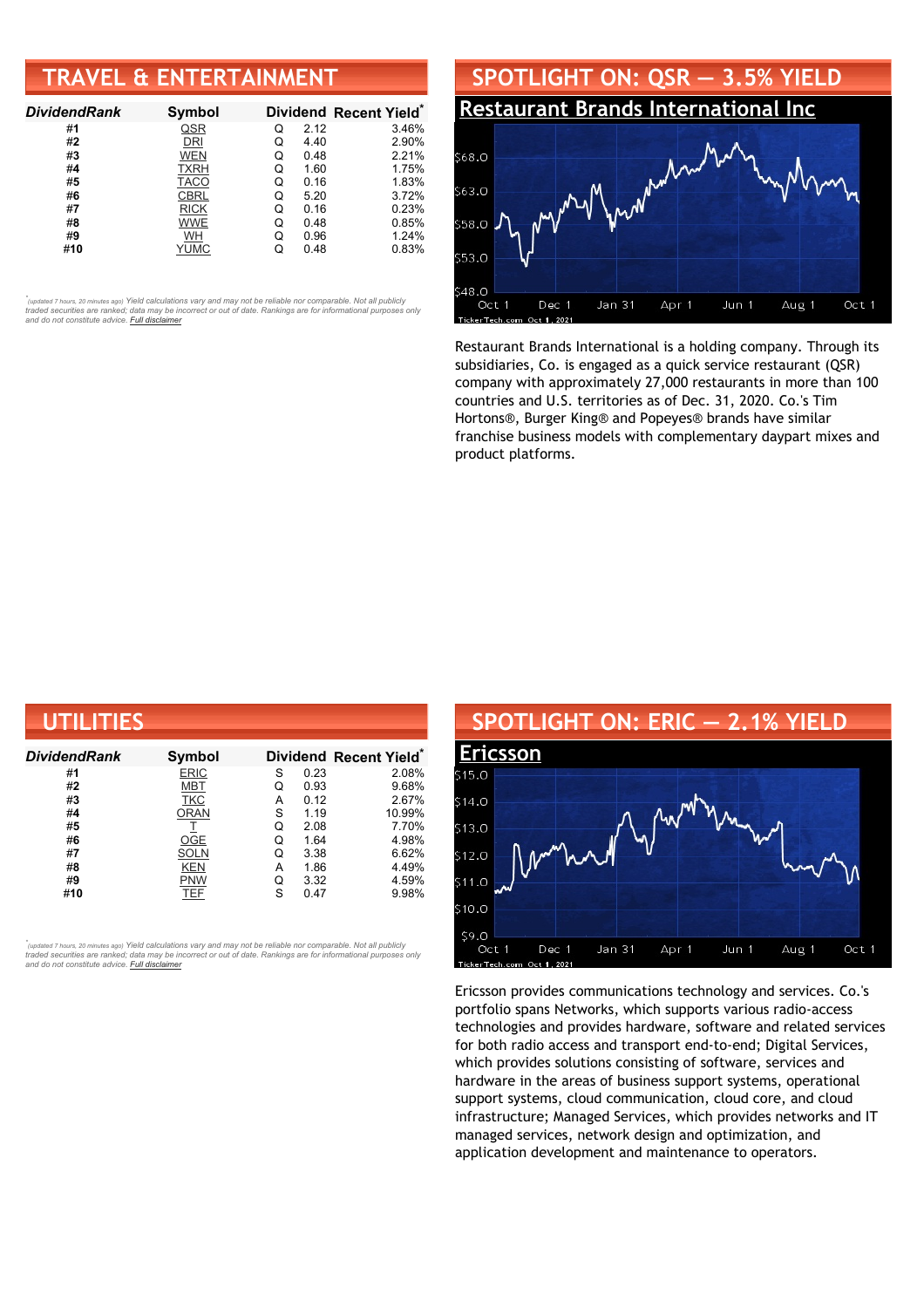## TRAVEL & ENTERTAINMENT

| DividendRank | Symbol | Dividend | | Recent Yield* |
|---|---|---|---|---|
| #1 | QSR | Q | 2.12 | 3.46% |
| #2 | DRI | Q | 4.40 | 2.90% |
| #3 | WEN | Q | 0.48 | 2.21% |
| #4 | TXRH | Q | 1.60 | 1.75% |
| #5 | TACO | Q | 0.16 | 1.83% |
| #6 | CBRL | Q | 5.20 | 3.72% |
| #7 | RICK | Q | 0.16 | 0.23% |
| #8 | WWE | Q | 0.48 | 0.85% |
| #9 | WH | Q | 0.96 | 1.24% |
| #10 | YUMC | Q | 0.48 | 0.83% |

*(updated 7 hours, 20 minutes ago) Yield calculations vary and may not be reliable nor comparable. Not all publicly traded securities are ranked; data may be incorrect or out of date. Rankings are for informational purposes only and do not constitute advice. Full disclaimer

## SPOTLIGHT ON: QSR — 3.5% YIELD

### Restaurant Brands International Inc

Restaurant Brands International is a holding company. Through its subsidiaries, Co. is engaged as a quick service restaurant (QSR) company with approximately 27,000 restaurants in more than 100 countries and U.S. territories as of Dec. 31, 2020. Co.'s Tim Hortons®, Burger King® and Popeyes® brands have similar franchise business models with complementary daypart mixes and product platforms.

## UTILITIES

| DividendRank | Symbol | Dividend | | Recent Yield* |
|---|---|---|---|---|
| #1 | ERIC | S | 0.23 | 2.08% |
| #2 | MBT | Q | 0.93 | 9.68% |
| #3 | TKC | A | 0.12 | 2.67% |
| #4 | ORAN | S | 1.19 | 10.99% |
| #5 | T | Q | 2.08 | 7.70% |
| #6 | OGE | Q | 1.64 | 4.98% |
| #7 | SOLN | Q | 3.38 | 6.62% |
| #8 | KEN | A | 1.86 | 4.49% |
| #9 | PNW | Q | 3.32 | 4.59% |
| #10 | TEF | S | 0.47 | 9.98% |

*(updated 7 hours, 20 minutes ago) Yield calculations vary and may not be reliable nor comparable. Not all publicly traded securities are ranked; data may be incorrect or out of date. Rankings are for informational purposes only and do not constitute advice. Full disclaimer

## SPOTLIGHT ON: ERIC — 2.1% YIELD

### Ericsson

Ericsson provides communications technology and services. Co.'s portfolio spans Networks, which supports various radio-access technologies and provides hardware, software and related services for both radio access and transport end-to-end; Digital Services, which provides solutions consisting of software, services and hardware in the areas of business support systems, operational support systems, cloud communication, cloud core, and cloud infrastructure; Managed Services, which provides networks and IT managed services, network design and optimization, and application development and maintenance to operators.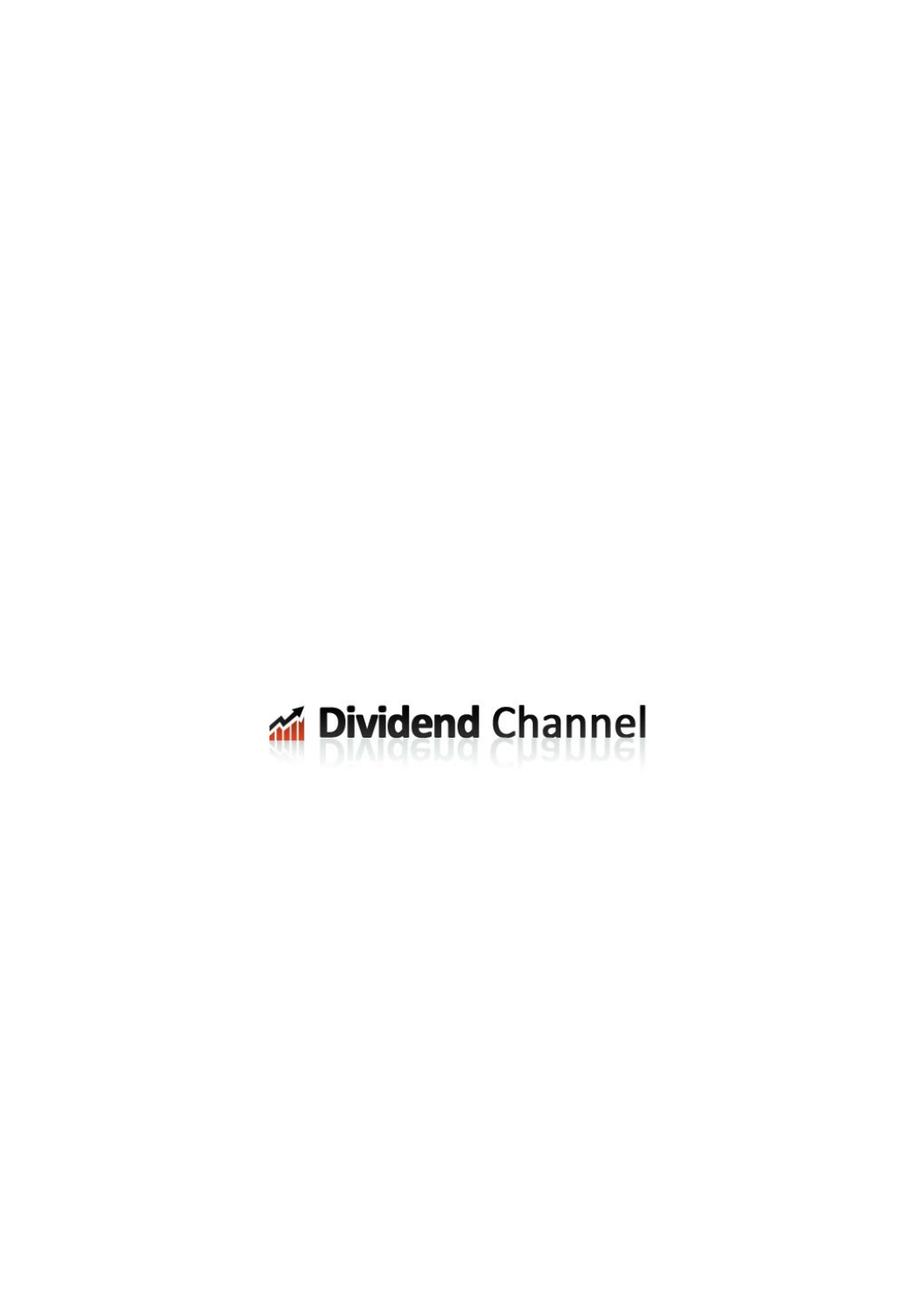Dividend Channel